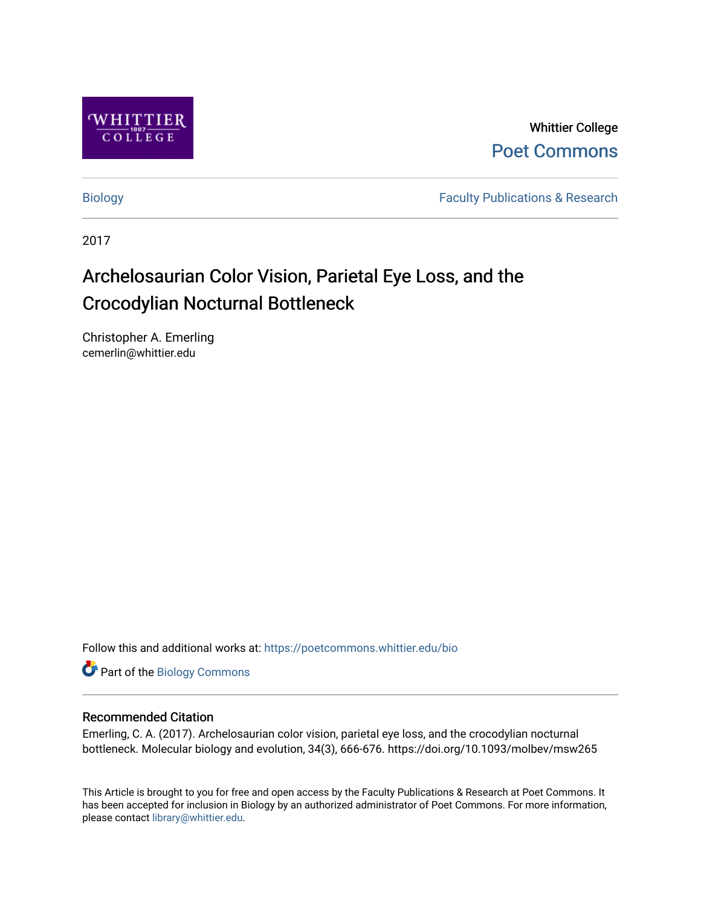Whittier College

Poet Commons

Biology

Faculty Publications & Research

2017

# Archelosaurian Color Vision, Parietal Eye Loss, and the Crocodylian Nocturnal Bottleneck

Christopher A. Emerling
cemerlin@whittier.edu

Follow this and additional works at: https://poetcommons.whittier.edu/bio

Part of the Biology Commons

## Recommended Citation

Emerling, C. A. (2017). Archelosaurian color vision, parietal eye loss, and the crocodylian nocturnal bottleneck. Molecular biology and evolution, 34(3), 666-676. https://doi.org/10.1093/molbev/msw265

This Article is brought to you for free and open access by the Faculty Publications & Research at Poet Commons. It has been accepted for inclusion in Biology by an authorized administrator of Poet Commons. For more information, please contact library@whittier.edu.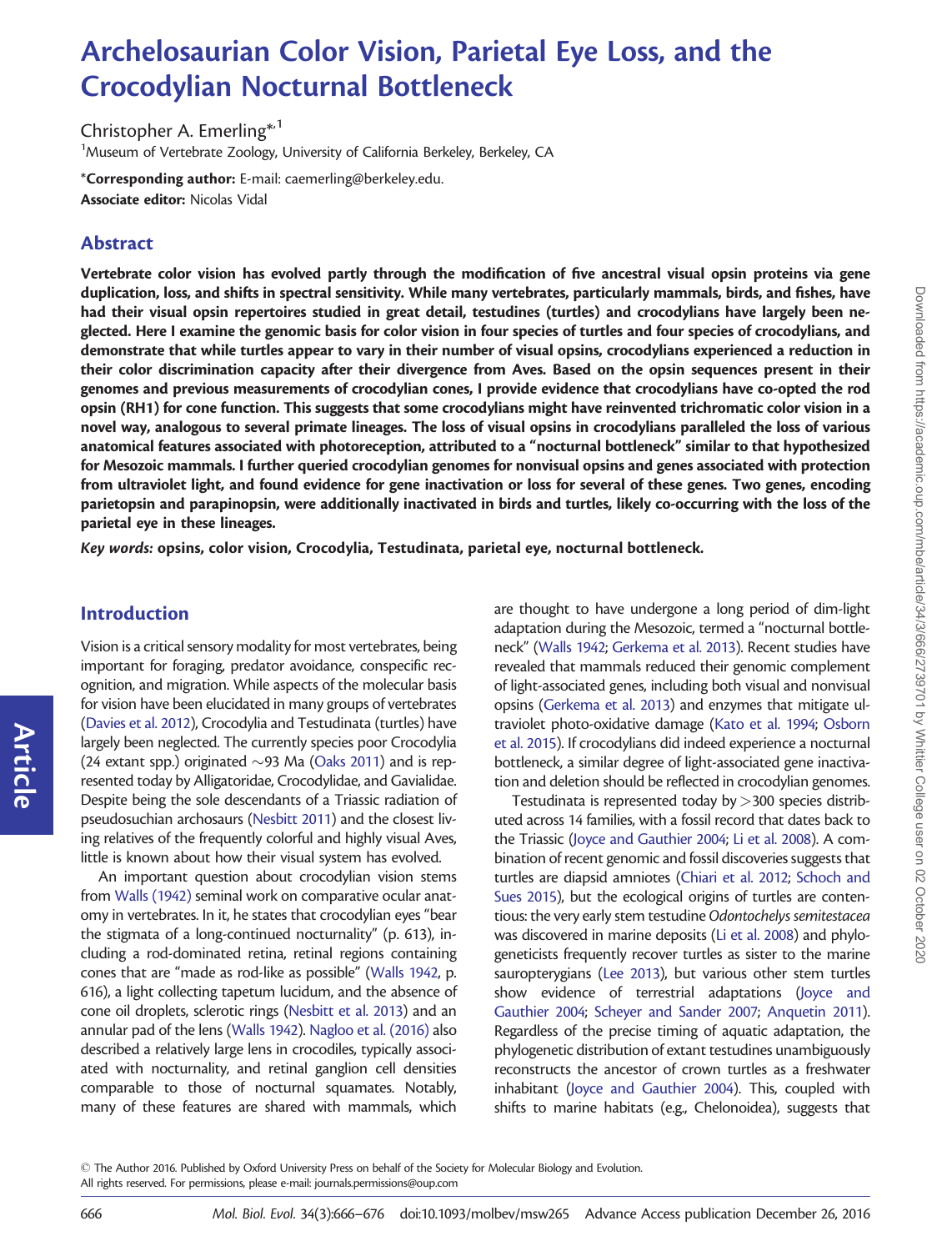# Archelosaurian Color Vision, Parietal Eye Loss, and the Crocodylian Nocturnal Bottleneck

Christopher A. Emerling*[,1]

[1]Museum of Vertebrate Zoology, University of California Berkeley, Berkeley, CA

***Corresponding author:** E-mail: caemerling@berkeley.edu.
**Associate editor:** Nicolas Vidal

## Abstract

**Vertebrate color vision has evolved partly through the modification of five ancestral visual opsin proteins via gene duplication, loss, and shifts in spectral sensitivity. While many vertebrates, particularly mammals, birds, and fishes, have had their visual opsin repertoires studied in great detail, testudines (turtles) and crocodylians have largely been neglected. Here I examine the genomic basis for color vision in four species of turtles and four species of crocodylians, and demonstrate that while turtles appear to vary in their number of visual opsins, crocodylians experienced a reduction in their color discrimination capacity after their divergence from Aves. Based on the opsin sequences present in their genomes and previous measurements of crocodylian cones, I provide evidence that crocodylians have co-opted the rod opsin (RH1) for cone function. This suggests that some crocodylians might have reinvented trichromatic color vision in a novel way, analogous to several primate lineages. The loss of visual opsins in crocodylians paralleled the loss of various anatomical features associated with photoreception, attributed to a "nocturnal bottleneck" similar to that hypothesized for Mesozoic mammals. I further queried crocodylian genomes for nonvisual opsins and genes associated with protection from ultraviolet light, and found evidence for gene inactivation or loss for several of these genes. Two genes, encoding parietopsin and parapinopsin, were additionally inactivated in birds and turtles, likely co-occurring with the loss of the parietal eye in these lineages.**

***Key words:* opsins, color vision, Crocodylia, Testudinata, parietal eye, nocturnal bottleneck.**

## Introduction

Vision is a critical sensory modality for most vertebrates, being important for foraging, predator avoidance, conspecific recognition, and migration. While aspects of the molecular basis for vision have been elucidated in many groups of vertebrates (Davies et al. 2012), Crocodylia and Testudinata (turtles) have largely been neglected. The currently species poor Crocodylia (24 extant spp.) originated ~93 Ma (Oaks 2011) and is represented today by Alligatoridae, Crocodylidae, and Gavialidae. Despite being the sole descendants of a Triassic radiation of pseudosuchian archosaurs (Nesbitt 2011) and the closest living relatives of the frequently colorful and highly visual Aves, little is known about how their visual system has evolved.

An important question about crocodylian vision stems from Walls (1942) seminal work on comparative ocular anatomy in vertebrates. In it, he states that crocodylian eyes "bear the stigmata of a long-continued nocturnality" (p. 613), including a rod-dominated retina, retinal regions containing cones that are "made as rod-like as possible" (Walls 1942, p. 616), a light collecting tapetum lucidum, and the absence of cone oil droplets, sclerotic rings (Nesbitt et al. 2013) and an annular pad of the lens (Walls 1942). Nagloo et al. (2016) also described a relatively large lens in crocodiles, typically associated with nocturnality, and retinal ganglion cell densities comparable to those of nocturnal squamates. Notably, many of these features are shared with mammals, which are thought to have undergone a long period of dim-light adaptation during the Mesozoic, termed a "nocturnal bottleneck" (Walls 1942; Gerkema et al. 2013). Recent studies have revealed that mammals reduced their genomic complement of light-associated genes, including both visual and nonvisual opsins (Gerkema et al. 2013) and enzymes that mitigate ultraviolet photo-oxidative damage (Kato et al. 1994; Osborn et al. 2015). If crocodylians did indeed experience a nocturnal bottleneck, a similar degree of light-associated gene inactivation and deletion should be reflected in crocodylian genomes.

Testudinata is represented today by >300 species distributed across 14 families, with a fossil record that dates back to the Triassic (Joyce and Gauthier 2004; Li et al. 2008). A combination of recent genomic and fossil discoveries suggests that turtles are diapsid amniotes (Chiari et al. 2012; Schoch and Sues 2015), but the ecological origins of turtles are contentious: the very early stem testudine *Odontochelys semitestacea* was discovered in marine deposits (Li et al. 2008) and phylogeneticists frequently recover turtles as sister to the marine sauropterygians (Lee 2013), but various other stem turtles show evidence of terrestrial adaptations (Joyce and Gauthier 2004; Scheyer and Sander 2007; Anquetin 2011). Regardless of the precise timing of aquatic adaptation, the phylogenetic distribution of extant testudines unambiguously reconstructs the ancestor of crown turtles as a freshwater inhabitant (Joyce and Gauthier 2004). This, coupled with shifts to marine habitats (e.g., Chelonoidea), suggests that

© The Author 2016. Published by Oxford University Press on behalf of the Society for Molecular Biology and Evolution.
All rights reserved. For permissions, please e-mail: journals.permissions@oup.com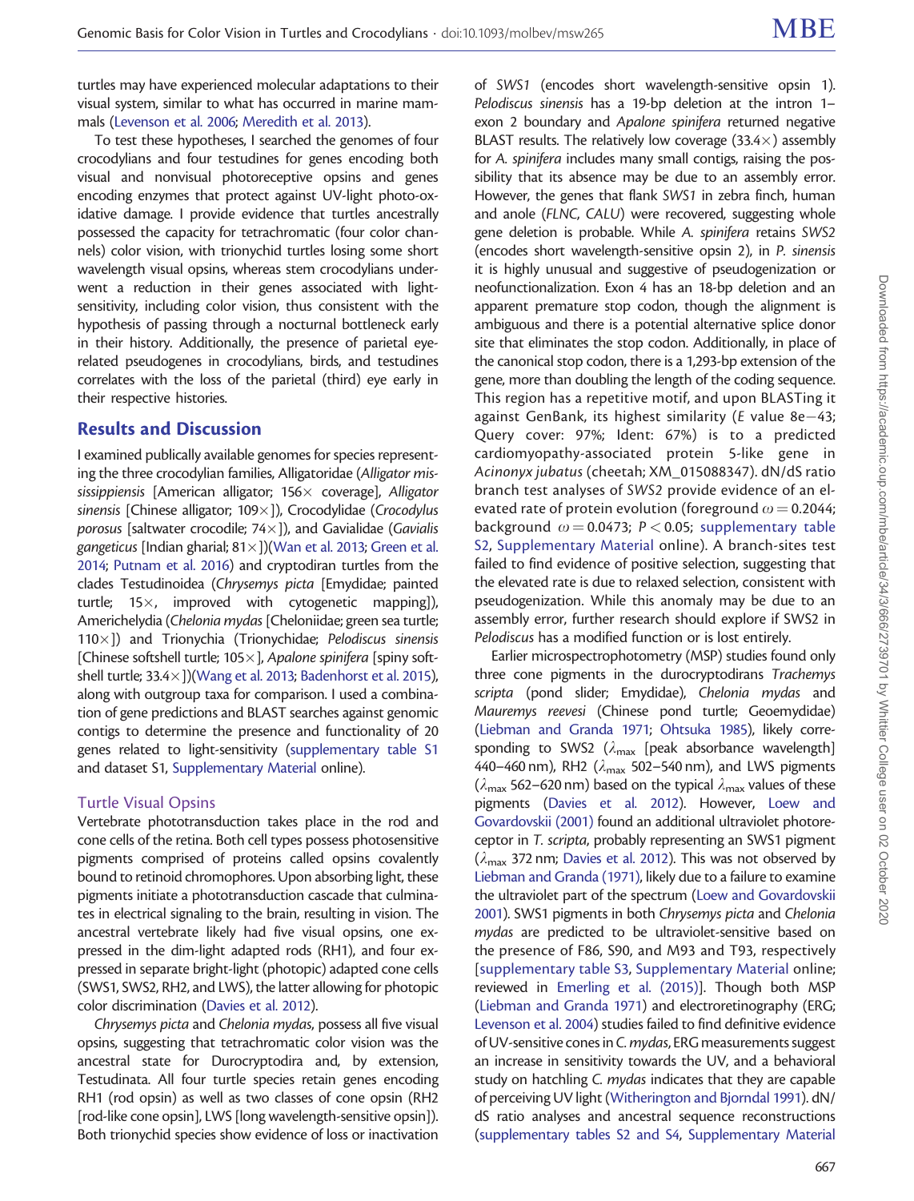turtles may have experienced molecular adaptations to their visual system, similar to what has occurred in marine mammals (Levenson et al. 2006; Meredith et al. 2013).

To test these hypotheses, I searched the genomes of four crocodylians and four testudines for genes encoding both visual and nonvisual photoreceptive opsins and genes encoding enzymes that protect against UV-light photo-oxidative damage. I provide evidence that turtles ancestrally possessed the capacity for tetrachromatic (four color channels) color vision, with trionychid turtles losing some short wavelength visual opsins, whereas stem crocodylians underwent a reduction in their genes associated with light-sensitivity, including color vision, thus consistent with the hypothesis of passing through a nocturnal bottleneck early in their history. Additionally, the presence of parietal eye-related pseudogenes in crocodylians, birds, and testudines correlates with the loss of the parietal (third) eye early in their respective histories.

## Results and Discussion

I examined publically available genomes for species representing the three crocodylian families, Alligatoridae (*Alligator mississippiensis* [American alligator; 156× coverage], *Alligator sinensis* [Chinese alligator; 109×]), Crocodylidae (*Crocodylus porosus* [saltwater crocodile; 74×]), and Gavialidae (*Gavialis gangeticus* [Indian gharial; 81×])(Wan et al. 2013; Green et al. 2014; Putnam et al. 2016) and cryptodiran turtles from the clades Testudinoidea (*Chrysemys picta* [Emydidae; painted turtle; 15×, improved with cytogenetic mapping]), Americhelydia (*Chelonia mydas* [Cheloniidae; green sea turtle; 110×]) and Trionychia (Trionychidae; *Pelodiscus sinensis* [Chinese softshell turtle; 105×], *Apalone spinifera* [spiny softshell turtle; 33.4×])(Wang et al. 2013; Badenhorst et al. 2015), along with outgroup taxa for comparison. I used a combination of gene predictions and BLAST searches against genomic contigs to determine the presence and functionality of 20 genes related to light-sensitivity (supplementary table S1 and dataset S1, Supplementary Material online).

### Turtle Visual Opsins

Vertebrate phototransduction takes place in the rod and cone cells of the retina. Both cell types possess photosensitive pigments comprised of proteins called opsins covalently bound to retinoid chromophores. Upon absorbing light, these pigments initiate a phototransduction cascade that culminates in electrical signaling to the brain, resulting in vision. The ancestral vertebrate likely had five visual opsins, one expressed in the dim-light adapted rods (RH1), and four expressed in separate bright-light (photopic) adapted cone cells (SWS1, SWS2, RH2, and LWS), the latter allowing for photopic color discrimination (Davies et al. 2012).

*Chrysemys picta* and *Chelonia mydas*, possess all five visual opsins, suggesting that tetrachromatic color vision was the ancestral state for Durocryptodira and, by extension, Testudinata. All four turtle species retain genes encoding RH1 (rod opsin) as well as two classes of cone opsin (RH2 [rod-like cone opsin], LWS [long wavelength-sensitive opsin]). Both trionychid species show evidence of loss or inactivation of *SWS1* (encodes short wavelength-sensitive opsin 1). *Pelodiscus sinensis* has a 19-bp deletion at the intron 1–exon 2 boundary and *Apalone spinifera* returned negative BLAST results. The relatively low coverage (33.4×) assembly for *A. spinifera* includes many small contigs, raising the possibility that its absence may be due to an assembly error. However, the genes that flank *SWS1* in zebra finch, human and anole (*FLNC*, *CALU*) were recovered, suggesting whole gene deletion is probable. While *A. spinifera* retains *SWS2* (encodes short wavelength-sensitive opsin 2), in *P. sinensis* it is highly unusual and suggestive of pseudogenization or neofunctionalization. Exon 4 has an 18-bp deletion and an apparent premature stop codon, though the alignment is ambiguous and there is a potential alternative splice donor site that eliminates the stop codon. Additionally, in place of the canonical stop codon, there is a 1,293-bp extension of the gene, more than doubling the length of the coding sequence. This region has a repetitive motif, and upon BLASTing it against GenBank, its highest similarity (*E* value 8e−43; Query cover: 97%; Ident: 67%) is to a predicted cardiomyopathy-associated protein 5-like gene in *Acinonyx jubatus* (cheetah; XM_015088347). dN/dS ratio branch test analyses of *SWS2* provide evidence of an elevated rate of protein evolution (foreground $\omega = 0.2044$; background $\omega = 0.0473$; $P < 0.05$; supplementary table S2, Supplementary Material online). A branch-sites test failed to find evidence of positive selection, suggesting that the elevated rate is due to relaxed selection, consistent with pseudogenization. While this anomaly may be due to an assembly error, further research should explore if SWS2 in *Pelodiscus* has a modified function or is lost entirely.

Earlier microspectrophotometry (MSP) studies found only three cone pigments in the durocryptodirans *Trachemys scripta* (pond slider; Emydidae), *Chelonia mydas* and *Mauremys reevesi* (Chinese pond turtle; Geoemydidae) (Liebman and Granda 1971; Ohtsuka 1985), likely corresponding to SWS2 ($\lambda_{max}$ [peak absorbance wavelength] 440–460 nm), RH2 ($\lambda_{max}$ 502–540 nm), and LWS pigments ($\lambda_{max}$ 562–620 nm) based on the typical $\lambda_{max}$ values of these pigments (Davies et al. 2012). However, Loew and Govardovskii (2001) found an additional ultraviolet photoreceptor in *T. scripta*, probably representing an SWS1 pigment ($\lambda_{max}$ 372 nm; Davies et al. 2012). This was not observed by Liebman and Granda (1971), likely due to a failure to examine the ultraviolet part of the spectrum (Loew and Govardovskii 2001). SWS1 pigments in both *Chrysemys picta* and *Chelonia mydas* are predicted to be ultraviolet-sensitive based on the presence of F86, S90, and M93 and T93, respectively [supplementary table S3, Supplementary Material online; reviewed in Emerling et al. (2015)]. Though both MSP (Liebman and Granda 1971) and electroretinography (ERG; Levenson et al. 2004) studies failed to find definitive evidence of UV-sensitive cones in *C. mydas*, ERG measurements suggest an increase in sensitivity towards the UV, and a behavioral study on hatchling *C. mydas* indicates that they are capable of perceiving UV light (Witherington and Bjorndal 1991). dN/dS ratio analyses and ancestral sequence reconstructions (supplementary tables S2 and S4, Supplementary Material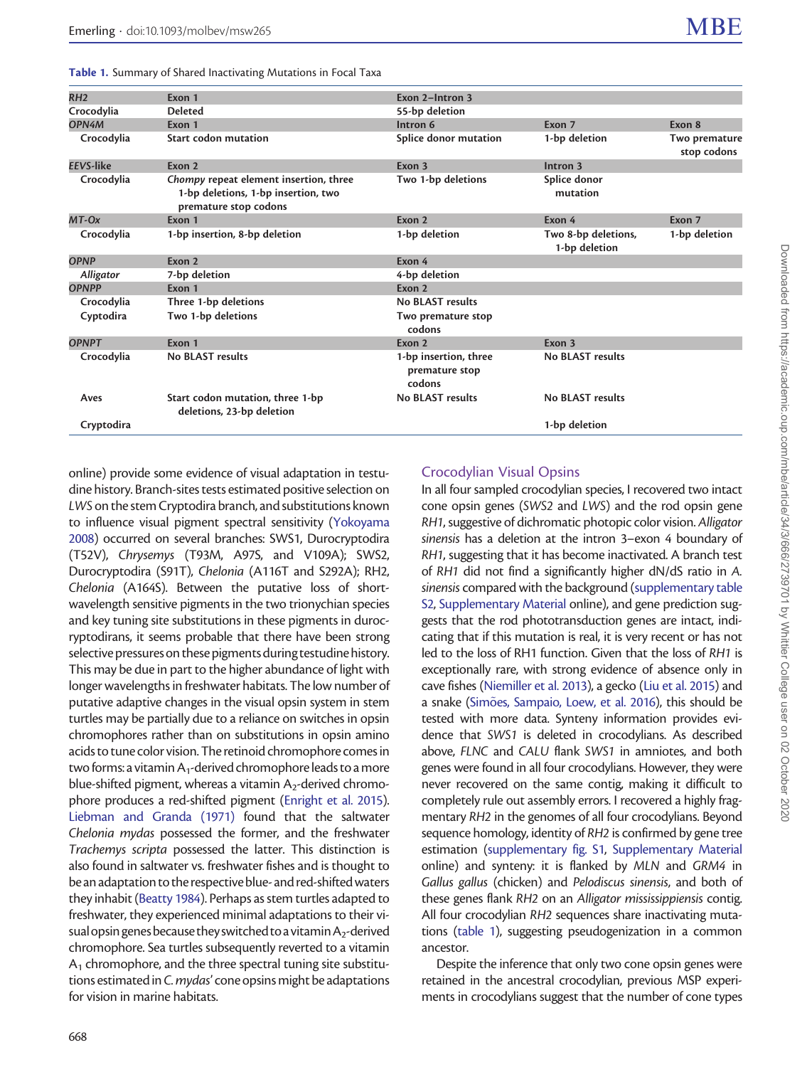**Table 1.** Summary of Shared Inactivating Mutations in Focal Taxa

| | | | | |
|---|---|---|---|---|
| ***RH2*** | **Exon 1** | **Exon 2–Intron 3** | | |
| **Crocodylia** | **Deleted** | **55-bp deletion** | | |
| ***OPN4M*** | **Exon 1** | **Intron 6** | **Exon 7** | **Exon 8** |
| **Crocodylia** | **Start codon mutation** | **Splice donor mutation** | **1-bp deletion** | **Two premature stop codons** |
| ***EEVS-like*** | **Exon 2** | **Exon 3** | **Intron 3** | |
| **Crocodylia** | ***Chompy* repeat element insertion, three 1-bp deletions, 1-bp insertion, two premature stop codons** | **Two 1-bp deletions** | **Splice donor mutation** | |
| ***MT-Ox*** | **Exon 1** | **Exon 2** | **Exon 4** | **Exon 7** |
| **Crocodylia** | **1-bp insertion, 8-bp deletion** | **1-bp deletion** | **Two 8-bp deletions, 1-bp deletion** | **1-bp deletion** |
| ***OPNP*** | **Exon 2** | **Exon 4** | | |
| ***Alligator*** | **7-bp deletion** | **4-bp deletion** | | |
| ***OPNPP*** | **Exon 1** | **Exon 2** | | |
| **Crocodylia** | **Three 1-bp deletions** | **No BLAST results** | | |
| **Cyptodira** | **Two 1-bp deletions** | **Two premature stop codons** | | |
| ***OPNPT*** | **Exon 1** | **Exon 2** | **Exon 3** | |
| **Crocodylia** | **No BLAST results** | **1-bp insertion, three premature stop codons** | **No BLAST results** | |
| **Aves** | **Start codon mutation, three 1-bp deletions, 23-bp deletion** | **No BLAST results** | **No BLAST results** | |
| **Cryptodira** | | | **1-bp deletion** | |

online) provide some evidence of visual adaptation in testudine history. Branch-sites tests estimated positive selection on *LWS* on the stem Cryptodira branch, and substitutions known to influence visual pigment spectral sensitivity (Yokoyama 2008) occurred on several branches: SWS1, Durocryptodira (T52V), *Chrysemys* (T93M, A97S, and V109A); SWS2, Durocryptodira (S91T), *Chelonia* (A116T and S292A); RH2, *Chelonia* (A164S). Between the putative loss of short-wavelength sensitive pigments in the two trionychian species and key tuning site substitutions in these pigments in durocryptodirans, it seems probable that there have been strong selective pressures on these pigments during testudine history. This may be due in part to the higher abundance of light with longer wavelengths in freshwater habitats. The low number of putative adaptive changes in the visual opsin system in stem turtles may be partially due to a reliance on switches in opsin chromophores rather than on substitutions in opsin amino acids to tune color vision. The retinoid chromophore comes in two forms: a vitamin $A_1$-derived chromophore leads to a more blue-shifted pigment, whereas a vitamin $A_2$-derived chromophore produces a red-shifted pigment (Enright et al. 2015). Liebman and Granda (1971) found that the saltwater *Chelonia mydas* possessed the former, and the freshwater *Trachemys scripta* possessed the latter. This distinction is also found in saltwater vs. freshwater fishes and is thought to be an adaptation to the respective blue- and red-shifted waters they inhabit (Beatty 1984). Perhaps as stem turtles adapted to freshwater, they experienced minimal adaptations to their visual opsin genes because they switched to a vitamin $A_2$-derived chromophore. Sea turtles subsequently reverted to a vitamin $A_1$ chromophore, and the three spectral tuning site substitutions estimated in *C. mydas'* cone opsins might be adaptations for vision in marine habitats.

## Crocodylian Visual Opsins

In all four sampled crocodylian species, I recovered two intact cone opsin genes (*SWS2* and *LWS*) and the rod opsin gene *RH1*, suggestive of dichromatic photopic color vision. *Alligator sinensis* has a deletion at the intron 3–exon 4 boundary of *RH1*, suggesting that it has become inactivated. A branch test of *RH1* did not find a significantly higher dN/dS ratio in *A. sinensis* compared with the background (supplementary table S2, Supplementary Material online), and gene prediction suggests that the rod phototransduction genes are intact, indicating that if this mutation is real, it is very recent or has not led to the loss of RH1 function. Given that the loss of *RH1* is exceptionally rare, with strong evidence of absence only in cave fishes (Niemiller et al. 2013), a gecko (Liu et al. 2015) and a snake (Simões, Sampaio, Loew, et al. 2016), this should be tested with more data. Synteny information provides evidence that *SWS1* is deleted in crocodylians. As described above, *FLNC* and *CALU* flank *SWS1* in amniotes, and both genes were found in all four crocodylians. However, they were never recovered on the same contig, making it difficult to completely rule out assembly errors. I recovered a highly fragmentary *RH2* in the genomes of all four crocodylians. Beyond sequence homology, identity of *RH2* is confirmed by gene tree estimation (supplementary fig. S1, Supplementary Material online) and synteny: it is flanked by *MLN* and *GRM4* in *Gallus gallus* (chicken) and *Pelodiscus sinensis*, and both of these genes flank *RH2* on an *Alligator mississippiensis* contig. All four crocodylian *RH2* sequences share inactivating mutations (table 1), suggesting pseudogenization in a common ancestor.

Despite the inference that only two cone opsin genes were retained in the ancestral crocodylian, previous MSP experiments in crocodylians suggest that the number of cone types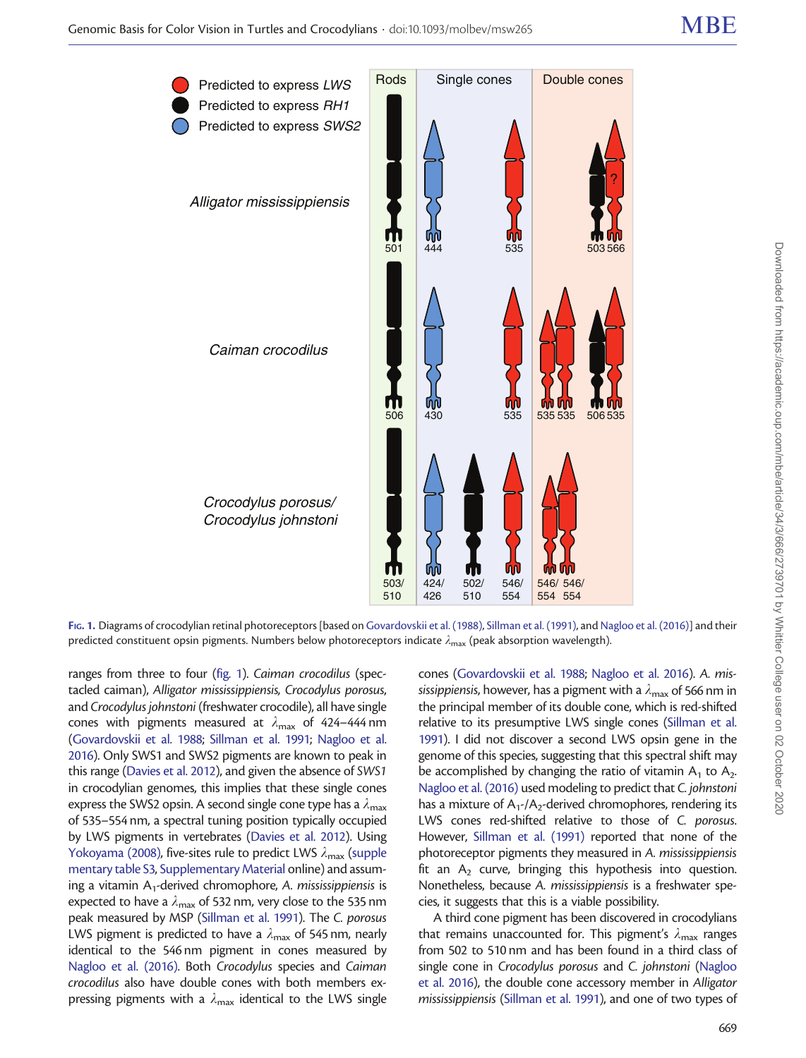FIG. 1. Diagrams of crocodylian retinal photoreceptors [based on Govardovskii et al. (1988), Sillman et al. (1991), and Nagloo et al. (2016)] and their predicted constituent opsin pigments. Numbers below photoreceptors indicate $\lambda_{max}$ (peak absorption wavelength).

ranges from three to four (fig. 1). *Caiman crocodilus* (spectacled caiman), *Alligator mississippiensis*, *Crocodylus porosus*, and *Crocodylus johnstoni* (freshwater crocodile), all have single cones with pigments measured at $\lambda_{max}$ of 424–444 nm (Govardovskii et al. 1988; Sillman et al. 1991; Nagloo et al. 2016). Only SWS1 and SWS2 pigments are known to peak in this range (Davies et al. 2012), and given the absence of *SWS1* in crocodylian genomes, this implies that these single cones express the SWS2 opsin. A second single cone type has a $\lambda_{max}$ of 535–554 nm, a spectral tuning position typically occupied by LWS pigments in vertebrates (Davies et al. 2012). Using Yokoyama (2008), five-sites rule to predict LWS $\lambda_{max}$ (supplementary table S3, Supplementary Material online) and assuming a vitamin $A_1$-derived chromophore, *A. mississippiensis* is expected to have a $\lambda_{max}$ of 532 nm, very close to the 535 nm peak measured by MSP (Sillman et al. 1991). The *C. porosus* LWS pigment is predicted to have a $\lambda_{max}$ of 545 nm, nearly identical to the 546 nm pigment in cones measured by Nagloo et al. (2016). Both *Crocodylus* species and *Caiman crocodilus* also have double cones with both members expressing pigments with a $\lambda_{max}$ identical to the LWS single cones (Govardovskii et al. 1988; Nagloo et al. 2016). *A. mississippiensis*, however, has a pigment with a $\lambda_{max}$ of 566 nm in the principal member of its double cone, which is red-shifted relative to its presumptive LWS single cones (Sillman et al. 1991). I did not discover a second LWS opsin gene in the genome of this species, suggesting that this spectral shift may be accomplished by changing the ratio of vitamin $A_1$ to $A_2$. Nagloo et al. (2016) used modeling to predict that *C. johnstoni* has a mixture of $A_1$-/$A_2$-derived chromophores, rendering its LWS cones red-shifted relative to those of *C. porosus*. However, Sillman et al. (1991) reported that none of the photoreceptor pigments they measured in *A. mississippiensis* fit an $A_2$ curve, bringing this hypothesis into question. Nonetheless, because *A. mississippiensis* is a freshwater species, it suggests that this is a viable possibility.

A third cone pigment has been discovered in crocodylians that remains unaccounted for. This pigment's $\lambda_{max}$ ranges from 502 to 510 nm and has been found in a third class of single cone in *Crocodylus porosus* and *C. johnstoni* (Nagloo et al. 2016), the double cone accessory member in *Alligator mississippiensis* (Sillman et al. 1991), and one of two types of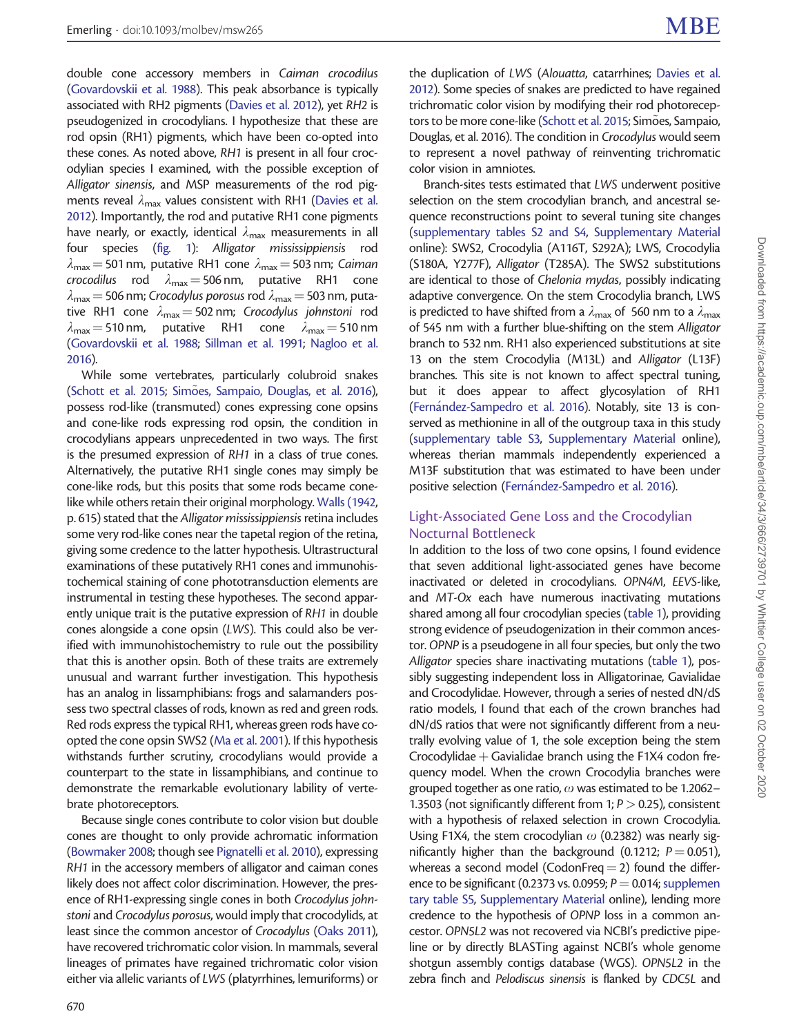double cone accessory members in *Caiman crocodilus* (Govardovskii et al. 1988). This peak absorbance is typically associated with RH2 pigments (Davies et al. 2012), yet *RH2* is pseudogenized in crocodylians. I hypothesize that these are rod opsin (RH1) pigments, which have been co-opted into these cones. As noted above, *RH1* is present in all four crocodylian species I examined, with the possible exception of *Alligator sinensis*, and MSP measurements of the rod pigments reveal $\lambda_{max}$ values consistent with RH1 (Davies et al. 2012). Importantly, the rod and putative RH1 cone pigments have nearly, or exactly, identical $\lambda_{max}$ measurements in all four species (fig. 1): *Alligator mississippiensis* rod $\lambda_{max} = 501$ nm, putative RH1 cone $\lambda_{max} = 503$ nm; *Caiman crocodilus* rod $\lambda_{max} = 506$ nm, putative RH1 cone $\lambda_{max} = 506$ nm; *Crocodylus porosus* rod $\lambda_{max} = 503$ nm, putative RH1 cone $\lambda_{max} = 502$ nm; *Crocodylus johnstoni* rod $\lambda_{max} = 510$ nm, putative RH1 cone $\lambda_{max} = 510$ nm (Govardovskii et al. 1988; Sillman et al. 1991; Nagloo et al. 2016).

While some vertebrates, particularly colubroid snakes (Schott et al. 2015; Simões, Sampaio, Douglas, et al. 2016), possess rod-like (transmuted) cones expressing cone opsins and cone-like rods expressing rod opsin, the condition in crocodylians appears unprecedented in two ways. The first is the presumed expression of *RH1* in a class of true cones. Alternatively, the putative RH1 single cones may simply be cone-like rods, but this posits that some rods became cone-like while others retain their original morphology. Walls (1942, p. 615) stated that the *Alligator mississippiensis* retina includes some very rod-like cones near the tapetal region of the retina, giving some credence to the latter hypothesis. Ultrastructural examinations of these putatively RH1 cones and immunohistochemical staining of cone phototransduction elements are instrumental in testing these hypotheses. The second apparently unique trait is the putative expression of *RH1* in double cones alongside a cone opsin (*LWS*). This could also be verified with immunohistochemistry to rule out the possibility that this is another opsin. Both of these traits are extremely unusual and warrant further investigation. This hypothesis has an analog in lissamphibians: frogs and salamanders possess two spectral classes of rods, known as red and green rods. Red rods express the typical RH1, whereas green rods have co-opted the cone opsin SWS2 (Ma et al. 2001). If this hypothesis withstands further scrutiny, crocodylians would provide a counterpart to the state in lissamphibians, and continue to demonstrate the remarkable evolutionary lability of vertebrate photoreceptors.

Because single cones contribute to color vision but double cones are thought to only provide achromatic information (Bowmaker 2008; though see Pignatelli et al. 2010), expressing *RH1* in the accessory members of alligator and caiman cones likely does not affect color discrimination. However, the presence of RH1-expressing single cones in both *Crocodylus johnstoni* and *Crocodylus porosus*, would imply that crocodylids, at least since the common ancestor of *Crocodylus* (Oaks 2011), have recovered trichromatic color vision. In mammals, several lineages of primates have regained trichromatic color vision either via allelic variants of *LWS* (platyrrhines, lemuriforms) or the duplication of *LWS* (*Alouatta*, catarrhines; Davies et al. 2012). Some species of snakes are predicted to have regained trichromatic color vision by modifying their rod photoreceptors to be more cone-like (Schott et al. 2015; Simões, Sampaio, Douglas, et al. 2016). The condition in *Crocodylus* would seem to represent a novel pathway of reinventing trichromatic color vision in amniotes.

Branch-sites tests estimated that *LWS* underwent positive selection on the stem crocodylian branch, and ancestral sequence reconstructions point to several tuning site changes (supplementary tables S2 and S4, Supplementary Material online): SWS2, Crocodylia (A116T, S292A); LWS, Crocodylia (S180A, Y277F), *Alligator* (T285A). The SWS2 substitutions are identical to those of *Chelonia mydas*, possibly indicating adaptive convergence. On the stem Crocodylia branch, LWS is predicted to have shifted from a $\lambda_{max}$ of 560 nm to a $\lambda_{max}$ of 545 nm with a further blue-shifting on the stem *Alligator* branch to 532 nm. RH1 also experienced substitutions at site 13 on the stem Crocodylia (M13L) and *Alligator* (L13F) branches. This site is not known to affect spectral tuning, but it does appear to affect glycosylation of RH1 (Fernández-Sampedro et al. 2016). Notably, site 13 is conserved as methionine in all of the outgroup taxa in this study (supplementary table S3, Supplementary Material online), whereas therian mammals independently experienced a M13F substitution that was estimated to have been under positive selection (Fernández-Sampedro et al. 2016).

## Light-Associated Gene Loss and the Crocodylian Nocturnal Bottleneck

In addition to the loss of two cone opsins, I found evidence that seven additional light-associated genes have become inactivated or deleted in crocodylians. *OPN4M*, *EEVS*-like, and *MT-Ox* each have numerous inactivating mutations shared among all four crocodylian species (table 1), providing strong evidence of pseudogenization in their common ancestor. *OPNP* is a pseudogene in all four species, but only the two *Alligator* species share inactivating mutations (table 1), possibly suggesting independent loss in Alligatorinae, Gavialidae and Crocodylidae. However, through a series of nested dN/dS ratio models, I found that each of the crown branches had dN/dS ratios that were not significantly different from a neutrally evolving value of 1, the sole exception being the stem Crocodylidae + Gavialidae branch using the F1X4 codon frequency model. When the crown Crocodylia branches were grouped together as one ratio, $\omega$ was estimated to be 1.2062–1.3503 (not significantly different from 1; $P > 0.25$), consistent with a hypothesis of relaxed selection in crown Crocodylia. Using F1X4, the stem crocodylian $\omega$ (0.2382) was nearly significantly higher than the background (0.1212; $P = 0.051$), whereas a second model (CodonFreq = 2) found the difference to be significant (0.2373 vs. 0.0959; $P = 0.014$; supplementary table S5, Supplementary Material online), lending more credence to the hypothesis of *OPNP* loss in a common ancestor. *OPN5L2* was not recovered via NCBI's predictive pipeline or by directly BLASTing against NCBI's whole genome shotgun assembly contigs database (WGS). *OPN5L2* in the zebra finch and *Pelodiscus sinensis* is flanked by *CDC5L* and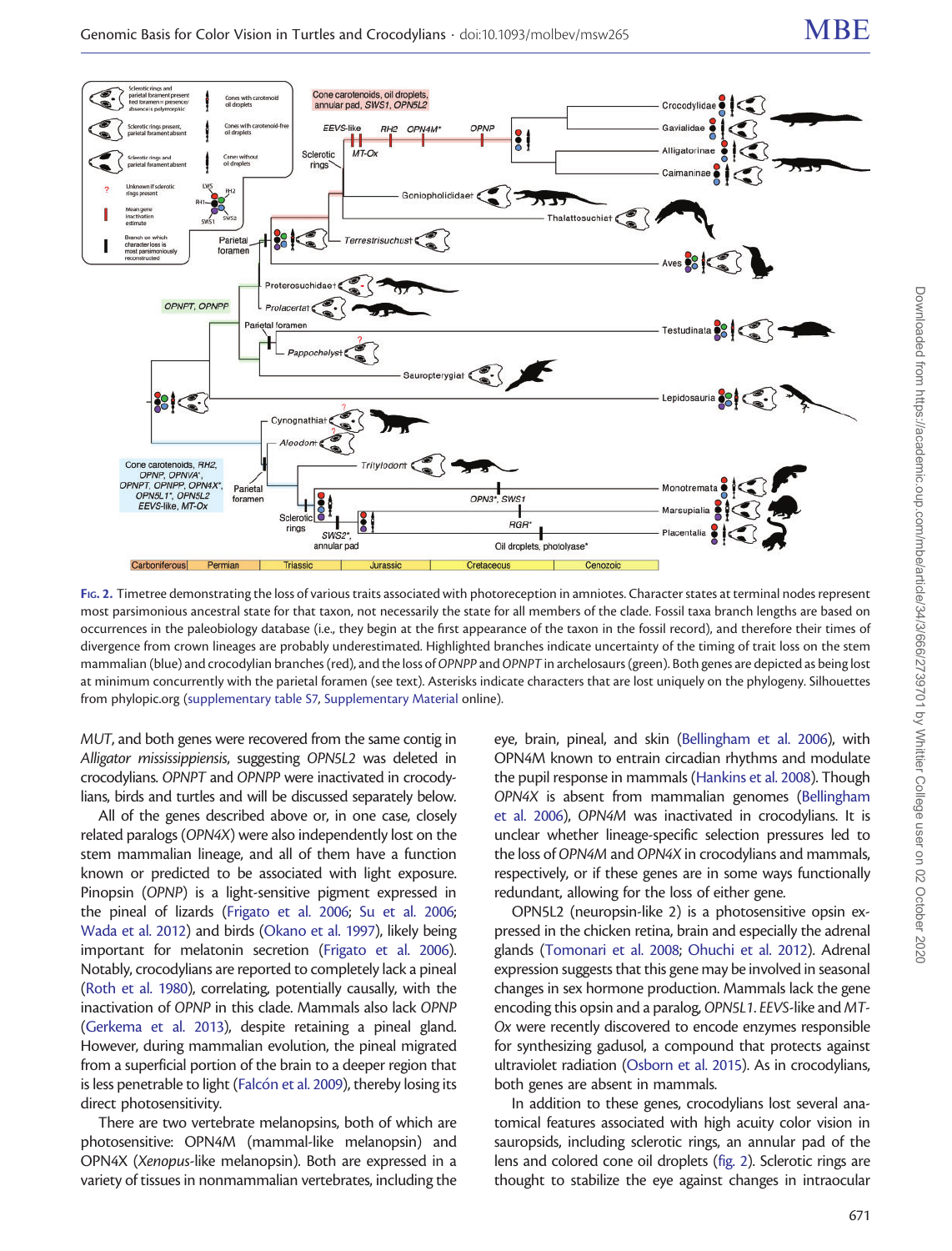FIG. 2. Timetree demonstrating the loss of various traits associated with photoreception in amniotes. Character states at terminal nodes represent most parsimonious ancestral state for that taxon, not necessarily the state for all members of the clade. Fossil taxa branch lengths are based on occurrences in the paleobiology database (i.e., they begin at the first appearance of the taxon in the fossil record), and therefore their times of divergence from crown lineages are probably underestimated. Highlighted branches indicate uncertainty of the timing of trait loss on the stem mammalian (blue) and crocodylian branches (red), and the loss of *OPNPP* and *OPNPT* in archelosaurs (green). Both genes are depicted as being lost at minimum concurrently with the parietal foramen (see text). Asterisks indicate characters that are lost uniquely on the phylogeny. Silhouettes from phylopic.org (supplementary table S7, Supplementary Material online).

*MUT*, and both genes were recovered from the same contig in *Alligator mississippiensis*, suggesting *OPN5L2* was deleted in crocodylians. *OPNPT* and *OPNPP* were inactivated in crocodylians, birds and turtles and will be discussed separately below.

All of the genes described above or, in one case, closely related paralogs (*OPN4X*) were also independently lost on the stem mammalian lineage, and all of them have a function known or predicted to be associated with light exposure. Pinopsin (*OPNP*) is a light-sensitive pigment expressed in the pineal of lizards (Frigato et al. 2006; Su et al. 2006; Wada et al. 2012) and birds (Okano et al. 1997), likely being important for melatonin secretion (Frigato et al. 2006). Notably, crocodylians are reported to completely lack a pineal (Roth et al. 1980), correlating, potentially causally, with the inactivation of *OPNP* in this clade. Mammals also lack *OPNP* (Gerkema et al. 2013), despite retaining a pineal gland. However, during mammalian evolution, the pineal migrated from a superficial portion of the brain to a deeper region that is less penetrable to light (Falcón et al. 2009), thereby losing its direct photosensitivity.

There are two vertebrate melanopsins, both of which are photosensitive: OPN4M (mammal-like melanopsin) and OPN4X (*Xenopus*-like melanopsin). Both are expressed in a variety of tissues in nonmammalian vertebrates, including the eye, brain, pineal, and skin (Bellingham et al. 2006), with OPN4M known to entrain circadian rhythms and modulate the pupil response in mammals (Hankins et al. 2008). Though *OPN4X* is absent from mammalian genomes (Bellingham et al. 2006), *OPN4M* was inactivated in crocodylians. It is unclear whether lineage-specific selection pressures led to the loss of *OPN4M* and *OPN4X* in crocodylians and mammals, respectively, or if these genes are in some ways functionally redundant, allowing for the loss of either gene.

OPN5L2 (neuropsin-like 2) is a photosensitive opsin expressed in the chicken retina, brain and especially the adrenal glands (Tomonari et al. 2008; Ohuchi et al. 2012). Adrenal expression suggests that this gene may be involved in seasonal changes in sex hormone production. Mammals lack the gene encoding this opsin and a paralog, *OPN5L1*. *EEVS*-like and *MT-Ox* were recently discovered to encode enzymes responsible for synthesizing gadusol, a compound that protects against ultraviolet radiation (Osborn et al. 2015). As in crocodylians, both genes are absent in mammals.

In addition to these genes, crocodylians lost several anatomical features associated with high acuity color vision in sauropsids, including sclerotic rings, an annular pad of the lens and colored cone oil droplets (fig. 2). Sclerotic rings are thought to stabilize the eye against changes in intraocular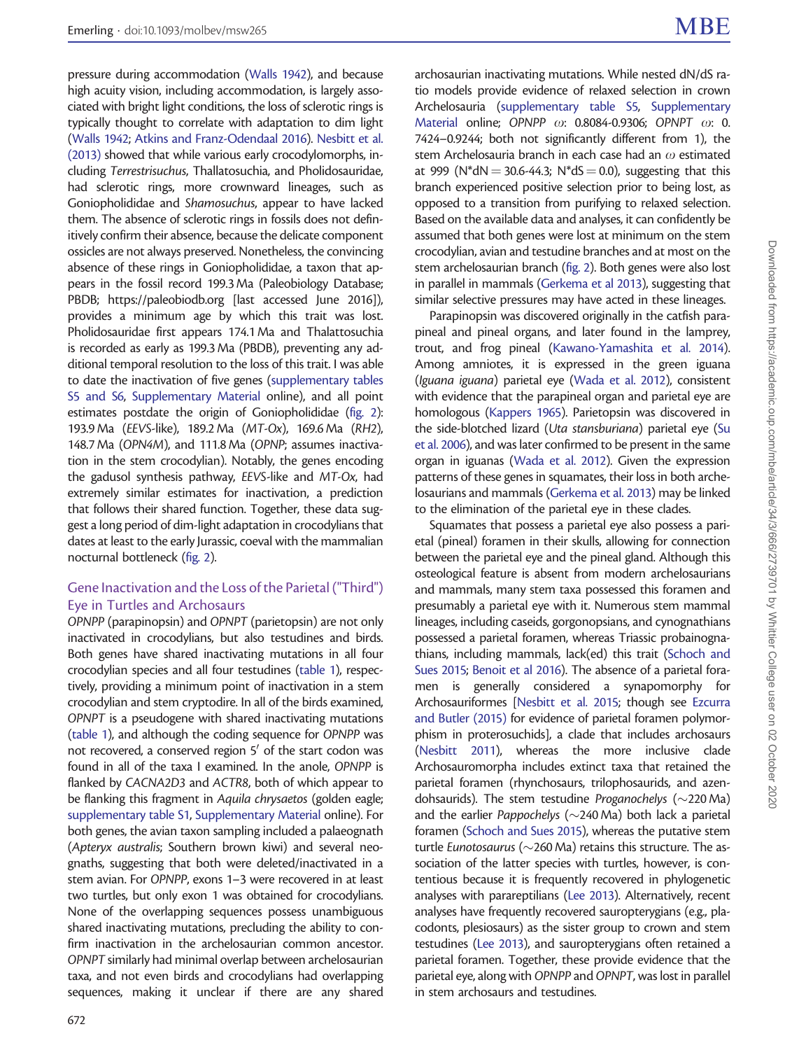pressure during accommodation (Walls 1942), and because high acuity vision, including accommodation, is largely associated with bright light conditions, the loss of sclerotic rings is typically thought to correlate with adaptation to dim light (Walls 1942; Atkins and Franz-Odendaal 2016). Nesbitt et al. (2013) showed that while various early crocodylomorphs, including *Terrestrisuchus*, Thallatosuchia, and Pholidosauridae, had sclerotic rings, more crownward lineages, such as Goniopholididae and *Shamosuchus*, appear to have lacked them. The absence of sclerotic rings in fossils does not definitively confirm their absence, because the delicate component ossicles are not always preserved. Nonetheless, the convincing absence of these rings in Goniopholididae, a taxon that appears in the fossil record 199.3 Ma (Paleobiology Database; PBDB; https://paleobiodb.org [last accessed June 2016]), provides a minimum age by which this trait was lost. Pholidosauridae first appears 174.1 Ma and Thalattosuchia is recorded as early as 199.3 Ma (PBDB), preventing any additional temporal resolution to the loss of this trait. I was able to date the inactivation of five genes (supplementary tables S5 and S6, Supplementary Material online), and all point estimates postdate the origin of Goniopholididae (fig. 2): 193.9 Ma (*EEVS*-like), 189.2 Ma (*MT-Ox*), 169.6 Ma (*RH2*), 148.7 Ma (*OPN4M*), and 111.8 Ma (*OPNP*; assumes inactivation in the stem crocodylian). Notably, the genes encoding the gadusol synthesis pathway, *EEVS*-like and *MT-Ox*, had extremely similar estimates for inactivation, a prediction that follows their shared function. Together, these data suggest a long period of dim-light adaptation in crocodylians that dates at least to the early Jurassic, coeval with the mammalian nocturnal bottleneck (fig. 2).

## Gene Inactivation and the Loss of the Parietal ("Third") Eye in Turtles and Archosaurs

*OPNPP* (parapinopsin) and *OPNPT* (parietopsin) are not only inactivated in crocodylians, but also testudines and birds. Both genes have shared inactivating mutations in all four crocodylian species and all four testudines (table 1), respectively, providing a minimum point of inactivation in a stem crocodylian and stem cryptodire. In all of the birds examined, *OPNPT* is a pseudogene with shared inactivating mutations (table 1), and although the coding sequence for *OPNPP* was not recovered, a conserved region 5′ of the start codon was found in all of the taxa I examined. In the anole, *OPNPP* is flanked by *CACNA2D3* and *ACTR8*, both of which appear to be flanking this fragment in *Aquila chrysaetos* (golden eagle; supplementary table S1, Supplementary Material online). For both genes, the avian taxon sampling included a palaeognath (*Apteryx australis*; Southern brown kiwi) and several neognaths, suggesting that both were deleted/inactivated in a stem avian. For *OPNPP*, exons 1–3 were recovered in at least two turtles, but only exon 1 was obtained for crocodylians. None of the overlapping sequences possess unambiguous shared inactivating mutations, precluding the ability to confirm inactivation in the archelosaurian common ancestor. *OPNPT* similarly had minimal overlap between archelosaurian taxa, and not even birds and crocodylians had overlapping sequences, making it unclear if there are any shared archosaurian inactivating mutations. While nested dN/dS ratio models provide evidence of relaxed selection in crown Archelosauria (supplementary table S5, Supplementary Material online; *OPNPP* $\omega$: 0.8084-0.9306; *OPNPT* $\omega$: 0.7424–0.9244; both not significantly different from 1), the stem Archelosauria branch in each case had an $\omega$ estimated at 999 ($N^*dN = 30.6$-$44.3$; $N^*dS = 0.0$), suggesting that this branch experienced positive selection prior to being lost, as opposed to a transition from purifying to relaxed selection. Based on the available data and analyses, it can confidently be assumed that both genes were lost at minimum on the stem crocodylian, avian and testudine branches and at most on the stem archelosaurian branch (fig. 2). Both genes were also lost in parallel in mammals (Gerkema et al 2013), suggesting that similar selective pressures may have acted in these lineages.

Parapinopsin was discovered originally in the catfish parapineal and pineal organs, and later found in the lamprey, trout, and frog pineal (Kawano-Yamashita et al. 2014). Among amniotes, it is expressed in the green iguana (*Iguana iguana*) parietal eye (Wada et al. 2012), consistent with evidence that the parapineal organ and parietal eye are homologous (Kappers 1965). Parietopsin was discovered in the side-blotched lizard (*Uta stansburiana*) parietal eye (Su et al. 2006), and was later confirmed to be present in the same organ in iguanas (Wada et al. 2012). Given the expression patterns of these genes in squamates, their loss in both archelosaurians and mammals (Gerkema et al. 2013) may be linked to the elimination of the parietal eye in these clades.

Squamates that possess a parietal eye also possess a parietal (pineal) foramen in their skulls, allowing for connection between the parietal eye and the pineal gland. Although this osteological feature is absent from modern archelosaurians and mammals, many stem taxa possessed this foramen and presumably a parietal eye with it. Numerous stem mammal lineages, including caseids, gorgonopsians, and cynognathians possessed a parietal foramen, whereas Triassic probainognathians, including mammals, lack(ed) this trait (Schoch and Sues 2015; Benoit et al 2016). The absence of a parietal foramen is generally considered a synapomorphy for Archosauriformes [Nesbitt et al. 2015; though see Ezcurra and Butler (2015) for evidence of parietal foramen polymorphism in proterosuchids], a clade that includes archosaurs (Nesbitt 2011), whereas the more inclusive clade Archosauromorpha includes extinct taxa that retained the parietal foramen (rhynchosaurs, trilophosaurids, and azendohsaurids). The stem testudine *Proganochelys* (~220 Ma) and the earlier *Pappochelys* (~240 Ma) both lack a parietal foramen (Schoch and Sues 2015), whereas the putative stem turtle *Eunotosaurus* (~260 Ma) retains this structure. The association of the latter species with turtles, however, is contentious because it is frequently recovered in phylogenetic analyses with parareptilians (Lee 2013). Alternatively, recent analyses have frequently recovered sauropterygians (e.g., placodonts, plesiosaurs) as the sister group to crown and stem testudines (Lee 2013), and sauropterygians often retained a parietal foramen. Together, these provide evidence that the parietal eye, along with *OPNPP* and *OPNPT*, was lost in parallel in stem archosaurs and testudines.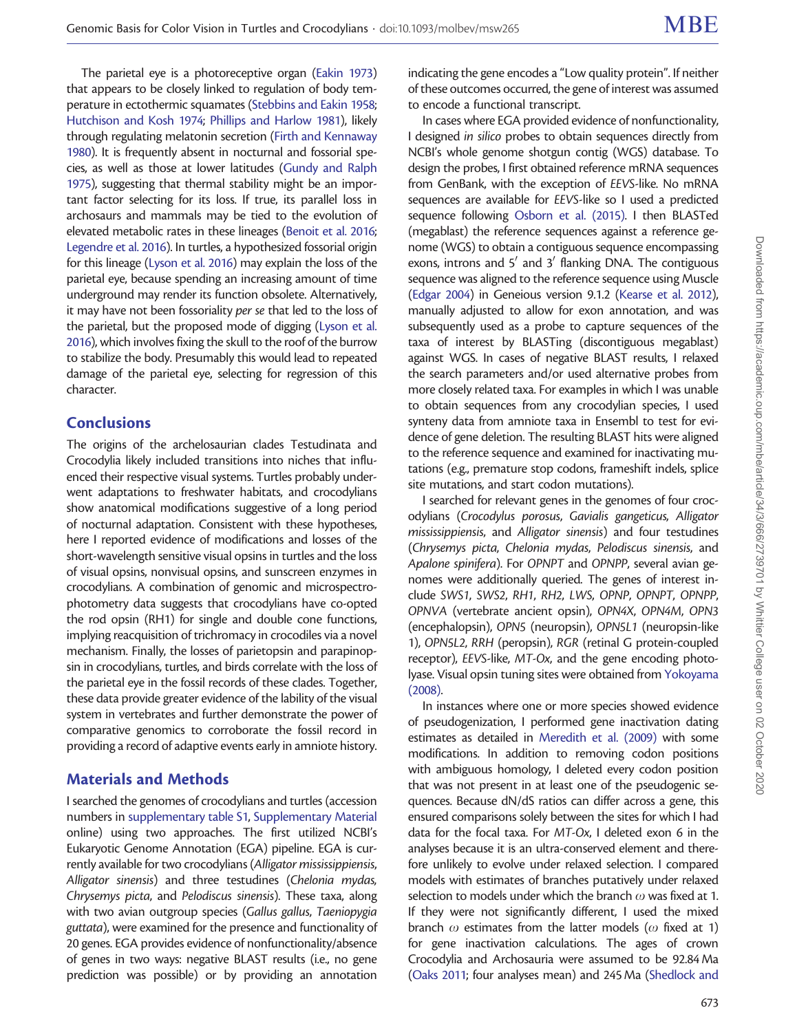The parietal eye is a photoreceptive organ (Eakin 1973) that appears to be closely linked to regulation of body temperature in ectothermic squamates (Stebbins and Eakin 1958; Hutchison and Kosh 1974; Phillips and Harlow 1981), likely through regulating melatonin secretion (Firth and Kennaway 1980). It is frequently absent in nocturnal and fossorial species, as well as those at lower latitudes (Gundy and Ralph 1975), suggesting that thermal stability might be an important factor selecting for its loss. If true, its parallel loss in archosaurs and mammals may be tied to the evolution of elevated metabolic rates in these lineages (Benoit et al. 2016; Legendre et al. 2016). In turtles, a hypothesized fossorial origin for this lineage (Lyson et al. 2016) may explain the loss of the parietal eye, because spending an increasing amount of time underground may render its function obsolete. Alternatively, it may have not been fossoriality *per se* that led to the loss of the parietal, but the proposed mode of digging (Lyson et al. 2016), which involves fixing the skull to the roof of the burrow to stabilize the body. Presumably this would lead to repeated damage of the parietal eye, selecting for regression of this character.

## Conclusions

The origins of the archelosaurian clades Testudinata and Crocodylia likely included transitions into niches that influenced their respective visual systems. Turtles probably underwent adaptations to freshwater habitats, and crocodylians show anatomical modifications suggestive of a long period of nocturnal adaptation. Consistent with these hypotheses, here I reported evidence of modifications and losses of the short-wavelength sensitive visual opsins in turtles and the loss of visual opsins, nonvisual opsins, and sunscreen enzymes in crocodylians. A combination of genomic and microspectrophotometry data suggests that crocodylians have co-opted the rod opsin (RH1) for single and double cone functions, implying reacquisition of trichromacy in crocodiles via a novel mechanism. Finally, the losses of parietopsin and parapinopsin in crocodylians, turtles, and birds correlate with the loss of the parietal eye in the fossil records of these clades. Together, these data provide greater evidence of the lability of the visual system in vertebrates and further demonstrate the power of comparative genomics to corroborate the fossil record in providing a record of adaptive events early in amniote history.

## Materials and Methods

I searched the genomes of crocodylians and turtles (accession numbers in supplementary table S1, Supplementary Material online) using two approaches. The first utilized NCBI's Eukaryotic Genome Annotation (EGA) pipeline. EGA is currently available for two crocodylians (*Alligator mississippiensis*, *Alligator sinensis*) and three testudines (*Chelonia mydas*, *Chrysemys picta*, and *Pelodiscus sinensis*). These taxa, along with two avian outgroup species (*Gallus gallus*, *Taeniopygia guttata*), were examined for the presence and functionality of 20 genes. EGA provides evidence of nonfunctionality/absence of genes in two ways: negative BLAST results (i.e., no gene prediction was possible) or by providing an annotation indicating the gene encodes a "Low quality protein". If neither of these outcomes occurred, the gene of interest was assumed to encode a functional transcript.

In cases where EGA provided evidence of nonfunctionality, I designed *in silico* probes to obtain sequences directly from NCBI's whole genome shotgun contig (WGS) database. To design the probes, I first obtained reference mRNA sequences from GenBank, with the exception of *EEVS*-like. No mRNA sequences are available for *EEVS*-like so I used a predicted sequence following Osborn et al. (2015). I then BLASTed (megablast) the reference sequences against a reference genome (WGS) to obtain a contiguous sequence encompassing exons, introns and 5′ and 3′ flanking DNA. The contiguous sequence was aligned to the reference sequence using Muscle (Edgar 2004) in Geneious version 9.1.2 (Kearse et al. 2012), manually adjusted to allow for exon annotation, and was subsequently used as a probe to capture sequences of the taxa of interest by BLASTing (discontiguous megablast) against WGS. In cases of negative BLAST results, I relaxed the search parameters and/or used alternative probes from more closely related taxa. For examples in which I was unable to obtain sequences from any crocodylian species, I used synteny data from amniote taxa in Ensembl to test for evidence of gene deletion. The resulting BLAST hits were aligned to the reference sequence and examined for inactivating mutations (e.g., premature stop codons, frameshift indels, splice site mutations, and start codon mutations).

I searched for relevant genes in the genomes of four crocodylians (*Crocodylus porosus*, *Gavialis gangeticus*, *Alligator mississippiensis*, and *Alligator sinensis*) and four testudines (*Chrysemys picta*, *Chelonia mydas*, *Pelodiscus sinensis*, and *Apalone spinifera*). For *OPNPT* and *OPNPP*, several avian genomes were additionally queried. The genes of interest include *SWS1*, *SWS2*, *RH1*, *RH2*, *LWS*, *OPNP*, *OPNPT*, *OPNPP*, *OPNVA* (vertebrate ancient opsin), *OPN4X*, *OPN4M*, *OPN3* (encephalopsin), *OPN5* (neuropsin), *OPN5L1* (neuropsin-like 1), *OPN5L2*, *RRH* (peropsin), *RGR* (retinal G protein-coupled receptor), *EEVS*-like, *MT-Ox*, and the gene encoding photolyase. Visual opsin tuning sites were obtained from Yokoyama (2008).

In instances where one or more species showed evidence of pseudogenization, I performed gene inactivation dating estimates as detailed in Meredith et al. (2009) with some modifications. In addition to removing codon positions with ambiguous homology, I deleted every codon position that was not present in at least one of the pseudogenic sequences. Because dN/dS ratios can differ across a gene, this ensured comparisons solely between the sites for which I had data for the focal taxa. For *MT-Ox*, I deleted exon 6 in the analyses because it is an ultra-conserved element and therefore unlikely to evolve under relaxed selection. I compared models with estimates of branches putatively under relaxed selection to models under which the branch $\omega$ was fixed at 1. If they were not significantly different, I used the mixed branch $\omega$ estimates from the latter models ($\omega$ fixed at 1) for gene inactivation calculations. The ages of crown Crocodylia and Archosauria were assumed to be 92.84 Ma (Oaks 2011; four analyses mean) and 245 Ma (Shedlock and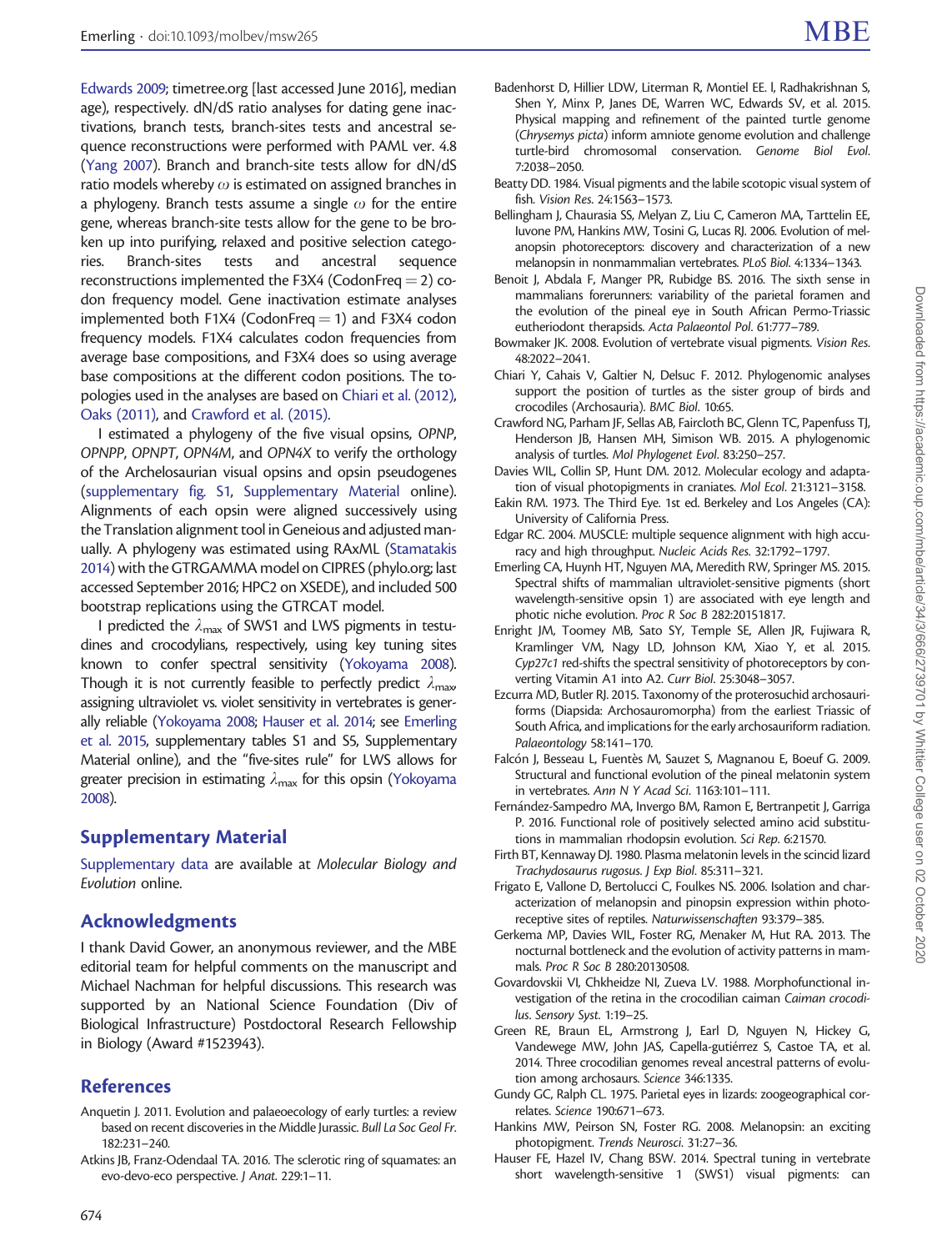Edwards 2009; timetree.org [last accessed June 2016], median age), respectively. dN/dS ratio analyses for dating gene inactivations, branch tests, branch-sites tests and ancestral sequence reconstructions were performed with PAML ver. 4.8 (Yang 2007). Branch and branch-site tests allow for dN/dS ratio models whereby $\omega$ is estimated on assigned branches in a phylogeny. Branch tests assume a single $\omega$ for the entire gene, whereas branch-site tests allow for the gene to be broken up into purifying, relaxed and positive selection categories. Branch-sites tests and ancestral sequence reconstructions implemented the F3X4 (CodonFreq = 2) codon frequency model. Gene inactivation estimate analyses implemented both F1X4 (CodonFreq = 1) and F3X4 codon frequency models. F1X4 calculates codon frequencies from average base compositions, and F3X4 does so using average base compositions at the different codon positions. The topologies used in the analyses are based on Chiari et al. (2012), Oaks (2011), and Crawford et al. (2015).

I estimated a phylogeny of the five visual opsins, *OPNP*, *OPNPP*, *OPNPT*, *OPN4M*, and *OPN4X* to verify the orthology of the Archelosaurian visual opsins and opsin pseudogenes (supplementary fig. S1, Supplementary Material online). Alignments of each opsin were aligned successively using the Translation alignment tool in Geneious and adjusted manually. A phylogeny was estimated using RAxML (Stamatakis 2014) with the GTRGAMMA model on CIPRES (phylo.org; last accessed September 2016; HPC2 on XSEDE), and included 500 bootstrap replications using the GTRCAT model.

I predicted the $\lambda_{max}$ of SWS1 and LWS pigments in testudines and crocodylians, respectively, using key tuning sites known to confer spectral sensitivity (Yokoyama 2008). Though it is not currently feasible to perfectly predict $\lambda_{max}$, assigning ultraviolet vs. violet sensitivity in vertebrates is generally reliable (Yokoyama 2008; Hauser et al. 2014; see Emerling et al. 2015, supplementary tables S1 and S5, Supplementary Material online), and the "five-sites rule" for LWS allows for greater precision in estimating $\lambda_{max}$ for this opsin (Yokoyama 2008).

## Supplementary Material

Supplementary data are available at *Molecular Biology and Evolution* online.

## Acknowledgments

I thank David Gower, an anonymous reviewer, and the MBE editorial team for helpful comments on the manuscript and Michael Nachman for helpful discussions. This research was supported by an National Science Foundation (Div of Biological Infrastructure) Postdoctoral Research Fellowship in Biology (Award #1523943).

## References

Anquetin J. 2011. Evolution and palaeoecology of early turtles: a review based on recent discoveries in the Middle Jurassic. *Bull La Soc Geol Fr.* 182:231–240.

Atkins JB, Franz-Odendaal TA. 2016. The sclerotic ring of squamates: an evo-devo-eco perspective. *J Anat.* 229:1–11.

Badenhorst D, Hillier LDW, Literman R, Montiel EE. l, Radhakrishnan S, Shen Y, Minx P, Janes DE, Warren WC, Edwards SV, et al. 2015. Physical mapping and refinement of the painted turtle genome (*Chrysemys picta*) inform amniote genome evolution and challenge turtle-bird chromosomal conservation. *Genome Biol Evol.* 7:2038–2050.

Beatty DD. 1984. Visual pigments and the labile scotopic visual system of fish. *Vision Res.* 24:1563–1573.

Bellingham J, Chaurasia SS, Melyan Z, Liu C, Cameron MA, Tarttelin EE, Iuvone PM, Hankins MW, Tosini G, Lucas RJ. 2006. Evolution of melanopsin photoreceptors: discovery and characterization of a new melanopsin in nonmammalian vertebrates. *PLoS Biol.* 4:1334–1343.

Benoit J, Abdala F, Manger PR, Rubidge BS. 2016. The sixth sense in mammalians forerunners: variability of the parietal foramen and the evolution of the pineal eye in South African Permo-Triassic eutheriodont therapsids. *Acta Palaeontol Pol.* 61:777–789.

Bowmaker JK. 2008. Evolution of vertebrate visual pigments. *Vision Res.* 48:2022–2041.

Chiari Y, Cahais V, Galtier N, Delsuc F. 2012. Phylogenomic analyses support the position of turtles as the sister group of birds and crocodiles (Archosauria). *BMC Biol.* 10:65.

Crawford NG, Parham JF, Sellas AB, Faircloth BC, Glenn TC, Papenfuss TJ, Henderson JB, Hansen MH, Simison WB. 2015. A phylogenomic analysis of turtles. *Mol Phylogenet Evol.* 83:250–257.

Davies WIL, Collin SP, Hunt DM. 2012. Molecular ecology and adaptation of visual photopigments in craniates. *Mol Ecol.* 21:3121–3158.

Eakin RM. 1973. The Third Eye. 1st ed. Berkeley and Los Angeles (CA): University of California Press.

Edgar RC. 2004. MUSCLE: multiple sequence alignment with high accuracy and high throughput. *Nucleic Acids Res.* 32:1792–1797.

Emerling CA, Huynh HT, Nguyen MA, Meredith RW, Springer MS. 2015. Spectral shifts of mammalian ultraviolet-sensitive pigments (short wavelength-sensitive opsin 1) are associated with eye length and photic niche evolution. *Proc R Soc B* 282:20151817.

Enright JM, Toomey MB, Sato SY, Temple SE, Allen JR, Fujiwara R, Kramlinger VM, Nagy LD, Johnson KM, Xiao Y, et al. 2015. *Cyp27c1* red-shifts the spectral sensitivity of photoreceptors by converting Vitamin A1 into A2. *Curr Biol.* 25:3048–3057.

Ezcurra MD, Butler RJ. 2015. Taxonomy of the proterosuchid archosauriforms (Diapsida: Archosauromorpha) from the earliest Triassic of South Africa, and implications for the early archosauriform radiation. *Palaeontology* 58:141–170.

Falcón J, Besseau L, Fuentès M, Sauzet S, Magnanou E, Boeuf G. 2009. Structural and functional evolution of the pineal melatonin system in vertebrates. *Ann N Y Acad Sci.* 1163:101–111.

Fernández-Sampedro MA, Invergo BM, Ramon E, Bertranpetit J, Garriga P. 2016. Functional role of positively selected amino acid substitutions in mammalian rhodopsin evolution. *Sci Rep.* 6:21570.

Firth BT, Kennaway DJ. 1980. Plasma melatonin levels in the scincid lizard *Trachydosaurus rugosus*. *J Exp Biol.* 85:311–321.

Frigato E, Vallone D, Bertolucci C, Foulkes NS. 2006. Isolation and characterization of melanopsin and pinopsin expression within photoreceptive sites of reptiles. *Naturwissenschaften* 93:379–385.

Gerkema MP, Davies WIL, Foster RG, Menaker M, Hut RA. 2013. The nocturnal bottleneck and the evolution of activity patterns in mammals. *Proc R Soc B* 280:20130508.

Govardovskii VI, Chkheidze NI, Zueva LV. 1988. Morphofunctional investigation of the retina in the crocodilian caiman *Caiman crocodilus*. *Sensory Syst.* 1:19–25.

Green RE, Braun EL, Armstrong J, Earl D, Nguyen N, Hickey G, Vandewege MW, John JAS, Capella-gutiérrez S, Castoe TA, et al. 2014. Three crocodilian genomes reveal ancestral patterns of evolution among archosaurs. *Science* 346:1335.

Gundy GC, Ralph CL. 1975. Parietal eyes in lizards: zoogeographical correlates. *Science* 190:671–673.

Hankins MW, Peirson SN, Foster RG. 2008. Melanopsin: an exciting photopigment. *Trends Neurosci.* 31:27–36.

Hauser FE, Hazel IV, Chang BSW. 2014. Spectral tuning in vertebrate short wavelength-sensitive 1 (SWS1) visual pigments: can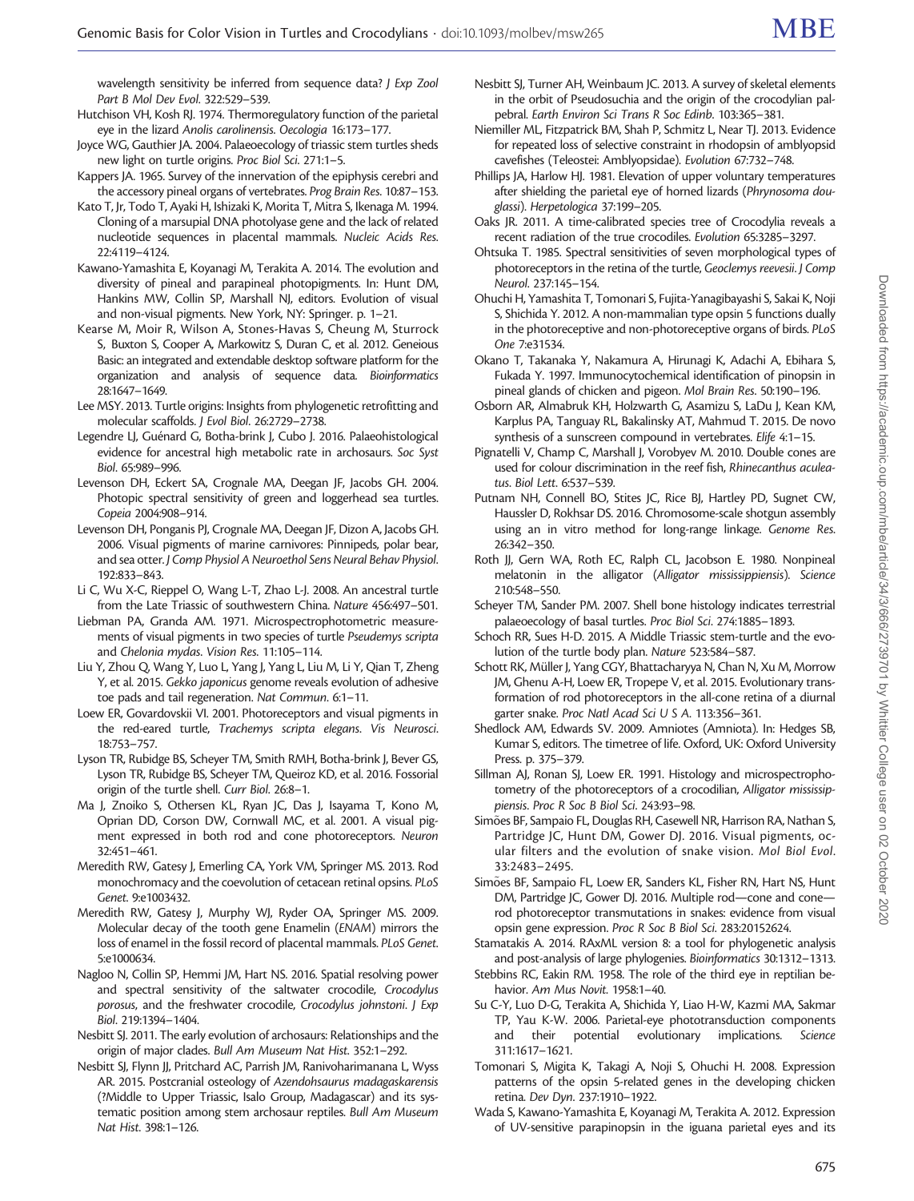wavelength sensitivity be inferred from sequence data? *J Exp Zool Part B Mol Dev Evol.* 322:529–539.

Hutchison VH, Kosh RJ. 1974. Thermoregulatory function of the parietal eye in the lizard *Anolis carolinensis*. *Oecologia* 16:173–177.

Joyce WG, Gauthier JA. 2004. Palaeoecology of triassic stem turtles sheds new light on turtle origins. *Proc Biol Sci.* 271:1–5.

Kappers JA. 1965. Survey of the innervation of the epiphysis cerebri and the accessory pineal organs of vertebrates. *Prog Brain Res.* 10:87–153.

Kato T, Jr, Todo T, Ayaki H, Ishizaki K, Morita T, Mitra S, Ikenaga M. 1994. Cloning of a marsupial DNA photolyase gene and the lack of related nucleotide sequences in placental mammals. *Nucleic Acids Res.* 22:4119–4124.

Kawano-Yamashita E, Koyanagi M, Terakita A. 2014. The evolution and diversity of pineal and parapineal photopigments. In: Hunt DM, Hankins MW, Collin SP, Marshall NJ, editors. Evolution of visual and non-visual pigments. New York, NY: Springer. p. 1–21.

Kearse M, Moir R, Wilson A, Stones-Havas S, Cheung M, Sturrock S, Buxton S, Cooper A, Markowitz S, Duran C, et al. 2012. Geneious Basic: an integrated and extendable desktop software platform for the organization and analysis of sequence data. *Bioinformatics* 28:1647–1649.

Lee MSY. 2013. Turtle origins: Insights from phylogenetic retrofitting and molecular scaffolds. *J Evol Biol.* 26:2729–2738.

Legendre LJ, Guénard G, Botha-brink J, Cubo J. 2016. Palaeohistological evidence for ancestral high metabolic rate in archosaurs. *Soc Syst Biol.* 65:989–996.

Levenson DH, Eckert SA, Crognale MA, Deegan JF, Jacobs GH. 2004. Photopic spectral sensitivity of green and loggerhead sea turtles. *Copeia* 2004:908–914.

Levenson DH, Ponganis PJ, Crognale MA, Deegan JF, Dizon A, Jacobs GH. 2006. Visual pigments of marine carnivores: Pinnipeds, polar bear, and sea otter. *J Comp Physiol A Neuroethol Sens Neural Behav Physiol.* 192:833–843.

Li C, Wu X-C, Rieppel O, Wang L-T, Zhao L-J. 2008. An ancestral turtle from the Late Triassic of southwestern China. *Nature* 456:497–501.

Liebman PA, Granda AM. 1971. Microspectrophotometric measurements of visual pigments in two species of turtle *Pseudemys scripta* and *Chelonia mydas*. *Vision Res.* 11:105–114.

Liu Y, Zhou Q, Wang Y, Luo L, Yang J, Yang L, Liu M, Li Y, Qian T, Zheng Y, et al. 2015. *Gekko japonicus* genome reveals evolution of adhesive toe pads and tail regeneration. *Nat Commun.* 6:1–11.

Loew ER, Govardovskii VI. 2001. Photoreceptors and visual pigments in the red-eared turtle, *Trachemys scripta elegans*. *Vis Neurosci.* 18:753–757.

Lyson TR, Rubidge BS, Scheyer TM, Smith RMH, Botha-brink J, Bever GS, Lyson TR, Rubidge BS, Scheyer TM, Queiroz KD, et al. 2016. Fossorial origin of the turtle shell. *Curr Biol.* 26:8–1.

Ma J, Znoiko S, Othersen KL, Ryan JC, Das J, Isayama T, Kono M, Oprian DD, Corson DW, Cornwall MC, et al. 2001. A visual pigment expressed in both rod and cone photoreceptors. *Neuron* 32:451–461.

Meredith RW, Gatesy J, Emerling CA, York VM, Springer MS. 2013. Rod monochromacy and the coevolution of cetacean retinal opsins. *PLoS Genet.* 9:e1003432.

Meredith RW, Gatesy J, Murphy WJ, Ryder OA, Springer MS. 2009. Molecular decay of the tooth gene Enamelin (*ENAM*) mirrors the loss of enamel in the fossil record of placental mammals. *PLoS Genet.* 5:e1000634.

Nagloo N, Collin SP, Hemmi JM, Hart NS. 2016. Spatial resolving power and spectral sensitivity of the saltwater crocodile, *Crocodylus porosus*, and the freshwater crocodile, *Crocodylus johnstoni*. *J Exp Biol.* 219:1394–1404.

Nesbitt SJ. 2011. The early evolution of archosaurs: Relationships and the origin of major clades. *Bull Am Museum Nat Hist.* 352:1–292.

Nesbitt SJ, Flynn JJ, Pritchard AC, Parrish JM, Ranivoharimanana L, Wyss AR. 2015. Postcranial osteology of *Azendohsaurus madagaskarensis* (?Middle to Upper Triassic, Isalo Group, Madagascar) and its systematic position among stem archosaur reptiles. *Bull Am Museum Nat Hist.* 398:1–126.

Nesbitt SJ, Turner AH, Weinbaum JC. 2013. A survey of skeletal elements in the orbit of Pseudosuchia and the origin of the crocodylian palpebral. *Earth Environ Sci Trans R Soc Edinb.* 103:365–381.

Niemiller ML, Fitzpatrick BM, Shah P, Schmitz L, Near TJ. 2013. Evidence for repeated loss of selective constraint in rhodopsin of amblyopsid cavefishes (Teleostei: Amblyopsidae). *Evolution* 67:732–748.

Phillips JA, Harlow HJ. 1981. Elevation of upper voluntary temperatures after shielding the parietal eye of horned lizards (*Phrynosoma douglassi*). *Herpetologica* 37:199–205.

Oaks JR. 2011. A time-calibrated species tree of Crocodylia reveals a recent radiation of the true crocodiles. *Evolution* 65:3285–3297.

Ohtsuka T. 1985. Spectral sensitivities of seven morphological types of photoreceptors in the retina of the turtle, *Geoclemys reevesii*. *J Comp Neurol.* 237:145–154.

Ohuchi H, Yamashita T, Tomonari S, Fujita-Yanagibayashi S, Sakai K, Noji S, Shichida Y. 2012. A non-mammalian type opsin 5 functions dually in the photoreceptive and non-photoreceptive organs of birds. *PLoS One* 7:e31534.

Okano T, Takanaka Y, Nakamura A, Hirunagi K, Adachi A, Ebihara S, Fukada Y. 1997. Immunocytochemical identification of pinopsin in pineal glands of chicken and pigeon. *Mol Brain Res.* 50:190–196.

Osborn AR, Almabruk KH, Holzwarth G, Asamizu S, LaDu J, Kean KM, Karplus PA, Tanguay RL, Bakalinsky AT, Mahmud T. 2015. De novo synthesis of a sunscreen compound in vertebrates. *Elife* 4:1–15.

Pignatelli V, Champ C, Marshall J, Vorobyev M. 2010. Double cones are used for colour discrimination in the reef fish, *Rhinecanthus aculeatus*. *Biol Lett.* 6:537–539.

Putnam NH, Connell BO, Stites JC, Rice BJ, Hartley PD, Sugnet CW, Haussler D, Rokhsar DS. 2016. Chromosome-scale shotgun assembly using an in vitro method for long-range linkage. *Genome Res.* 26:342–350.

Roth JJ, Gern WA, Roth EC, Ralph CL, Jacobson E. 1980. Nonpineal melatonin in the alligator (*Alligator mississippiensis*). *Science* 210:548–550.

Scheyer TM, Sander PM. 2007. Shell bone histology indicates terrestrial palaeoecology of basal turtles. *Proc Biol Sci.* 274:1885–1893.

Schoch RR, Sues H-D. 2015. A Middle Triassic stem-turtle and the evolution of the turtle body plan. *Nature* 523:584–587.

Schott RK, Müller J, Yang CGY, Bhattacharyya N, Chan N, Xu M, Morrow JM, Ghenu A-H, Loew ER, Tropepe V, et al. 2015. Evolutionary transformation of rod photoreceptors in the all-cone retina of a diurnal garter snake. *Proc Natl Acad Sci U S A.* 113:356–361.

Shedlock AM, Edwards SV. 2009. Amniotes (Amniota). In: Hedges SB, Kumar S, editors. The timetree of life. Oxford, UK: Oxford University Press. p. 375–379.

Sillman AJ, Ronan SJ, Loew ER. 1991. Histology and microspectrophotometry of the photoreceptors of a crocodilian, *Alligator mississippiensis*. *Proc R Soc B Biol Sci.* 243:93–98.

Simões BF, Sampaio FL, Douglas RH, Casewell NR, Harrison RA, Nathan S, Partridge JC, Hunt DM, Gower DJ. 2016. Visual pigments, ocular filters and the evolution of snake vision. *Mol Biol Evol.* 33:2483–2495.

Simões BF, Sampaio FL, Loew ER, Sanders KL, Fisher RN, Hart NS, Hunt DM, Partridge JC, Gower DJ. 2016. Multiple rod—cone and cone—rod photoreceptor transmutations in snakes: evidence from visual opsin gene expression. *Proc R Soc B Biol Sci.* 283:20152624.

Stamatakis A. 2014. RAxML version 8: a tool for phylogenetic analysis and post-analysis of large phylogenies. *Bioinformatics* 30:1312–1313.

Stebbins RC, Eakin RM. 1958. The role of the third eye in reptilian behavior. *Am Mus Novit.* 1958:1–40.

Su C-Y, Luo D-G, Terakita A, Shichida Y, Liao H-W, Kazmi MA, Sakmar TP, Yau K-W. 2006. Parietal-eye phototransduction components and their potential evolutionary implications. *Science* 311:1617–1621.

Tomonari S, Migita K, Takagi A, Noji S, Ohuchi H. 2008. Expression patterns of the opsin 5-related genes in the developing chicken retina. *Dev Dyn.* 237:1910–1922.

Wada S, Kawano-Yamashita E, Koyanagi M, Terakita A. 2012. Expression of UV-sensitive parapinopsin in the iguana parietal eyes and its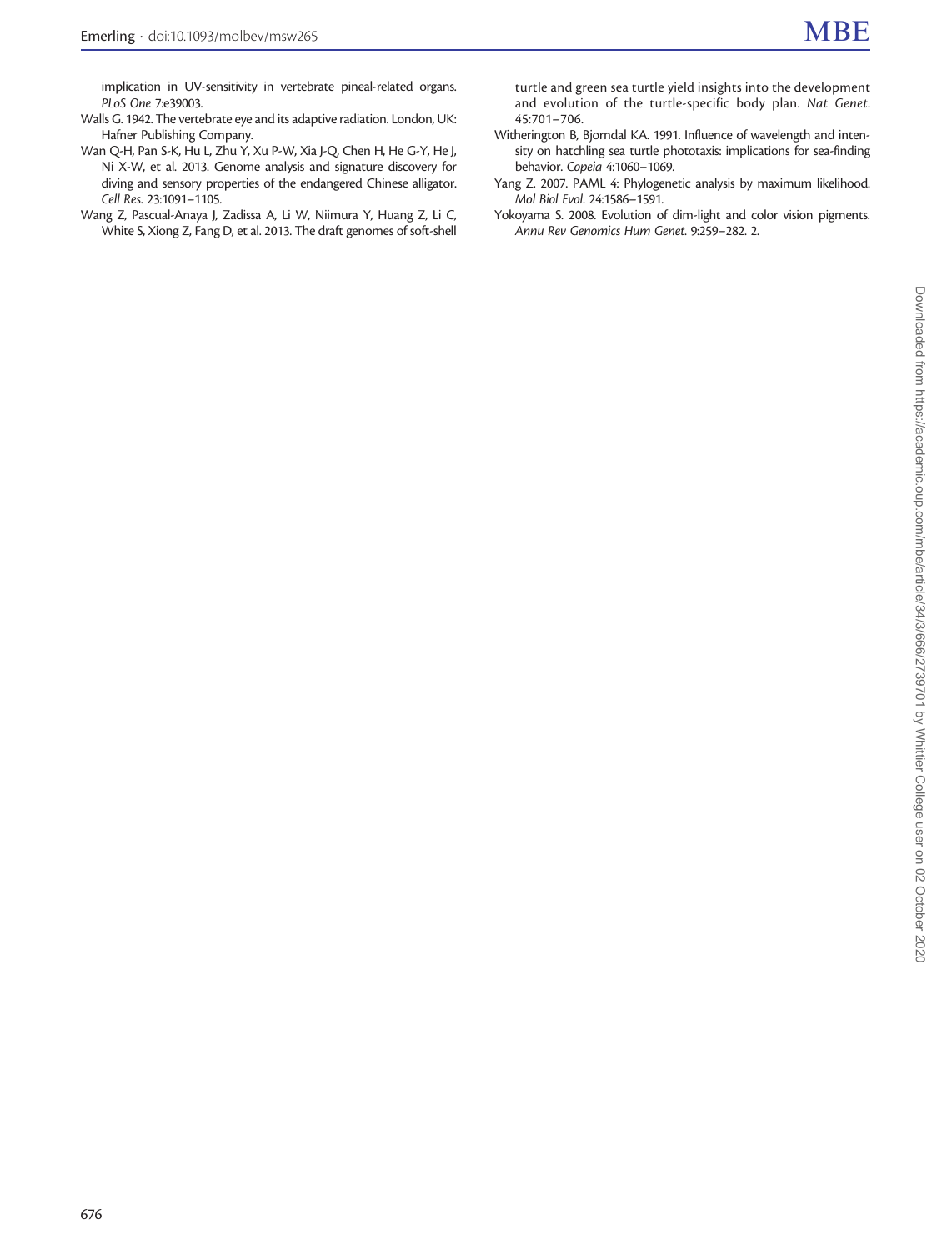implication in UV-sensitivity in vertebrate pineal-related organs. *PLoS One* 7:e39003.

Walls G. 1942. The vertebrate eye and its adaptive radiation. London, UK: Hafner Publishing Company.

Wan Q-H, Pan S-K, Hu L, Zhu Y, Xu P-W, Xia J-Q, Chen H, He G-Y, He J, Ni X-W, et al. 2013. Genome analysis and signature discovery for diving and sensory properties of the endangered Chinese alligator. *Cell Res.* 23:1091–1105.

Wang Z, Pascual-Anaya J, Zadissa A, Li W, Niimura Y, Huang Z, Li C, White S, Xiong Z, Fang D, et al. 2013. The draft genomes of soft-shell turtle and green sea turtle yield insights into the development and evolution of the turtle-specific body plan. *Nat Genet.* 45:701–706.

Witherington B, Bjorndal KA. 1991. Influence of wavelength and intensity on hatchling sea turtle phototaxis: implications for sea-finding behavior. *Copeia* 4:1060–1069.

Yang Z. 2007. PAML 4: Phylogenetic analysis by maximum likelihood. *Mol Biol Evol.* 24:1586–1591.

Yokoyama S. 2008. Evolution of dim-light and color vision pigments. *Annu Rev Genomics Hum Genet.* 9:259–282. 2.